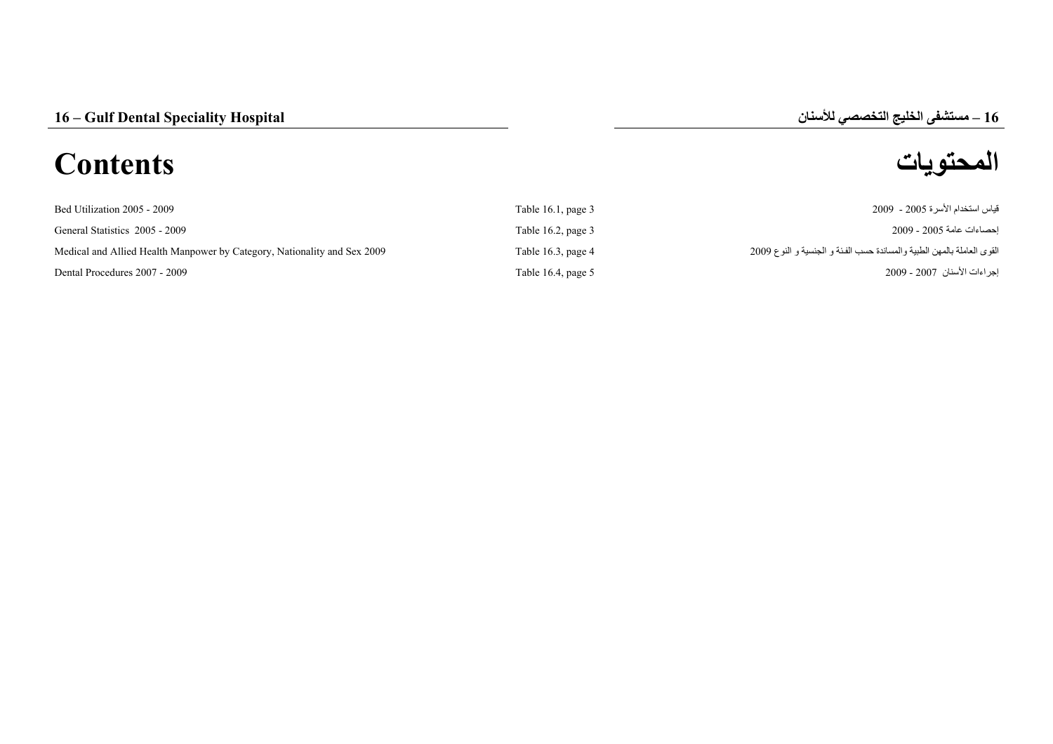# 16 – Gulf Dental Speciality Hospital

# 16 – مستشفى الخليج التخصصي للأسنان

## Contents

## المحتويات

| | | |
|---|---|---|
| Bed Utilization 2005 - 2009 | Table 16.1, page 3 | قياس استخدام الأسرة 2005 - 2009 |
| General Statistics 2005 - 2009 | Table 16.2, page 3 | إحصاءات عامة 2005 - 2009 |
| Medical and Allied Health Manpower by Category, Nationality and Sex 2009 | Table 16.3, page 4 | القوى العاملة بالمهن الطبية والمساندة حسب الفئة و الجنسية و النوع 2009 |
| Dental Procedures 2007 - 2009 | Table 16.4, page 5 | إجراءات الأسنان 2007 - 2009 |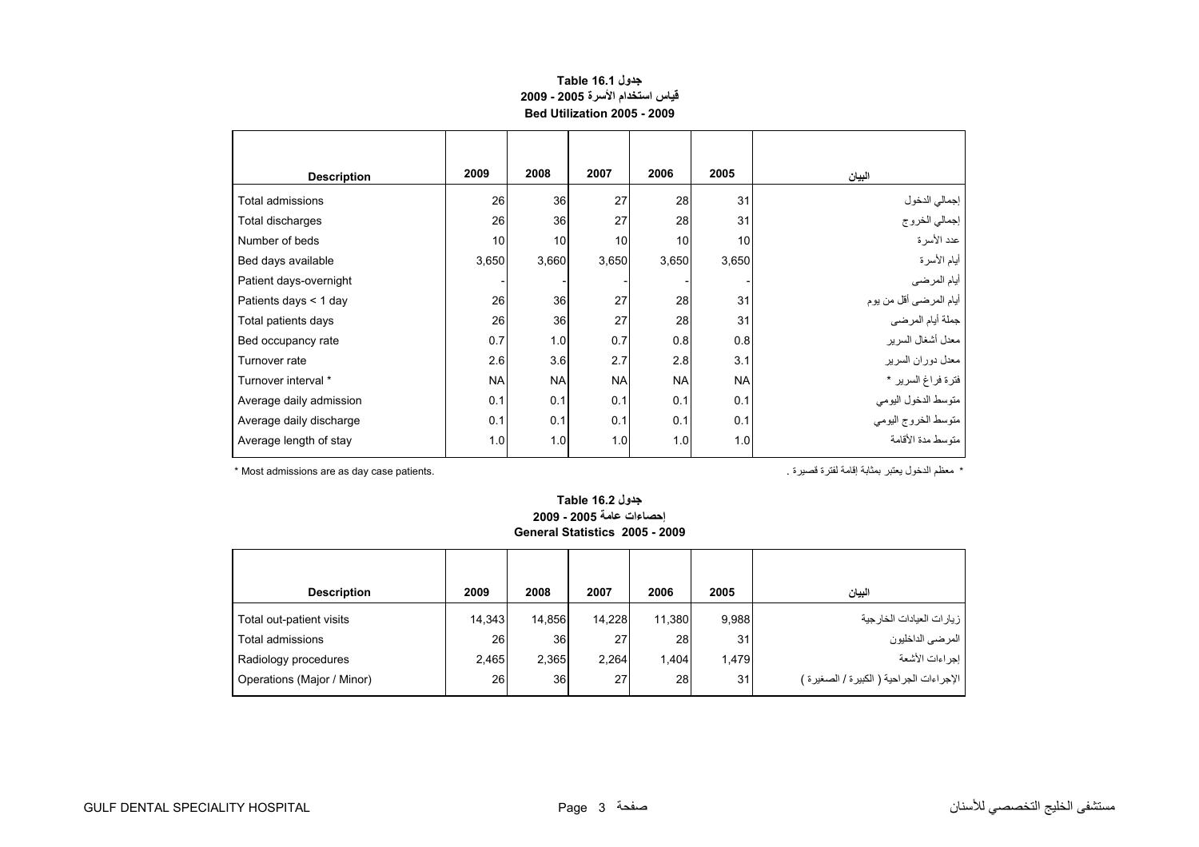**جدول Table 16.1**
**قياس استخدام الأسرة 2005 - 2009**
**Bed Utilization 2005 - 2009**

| Description | 2009 | 2008 | 2007 | 2006 | 2005 | البيان |
|---|---|---|---|---|---|---|
| Total admissions | 26 | 36 | 27 | 28 | 31 | إجمالي الدخول |
| Total discharges | 26 | 36 | 27 | 28 | 31 | إجمالي الخروج |
| Number of beds | 10 | 10 | 10 | 10 | 10 | عدد الأسرة |
| Bed days available | 3,650 | 3,660 | 3,650 | 3,650 | 3,650 | أيام الأسرة |
| Patient days-overnight | - | - | - | - | - | أيام المرضى |
| Patients days < 1 day | 26 | 36 | 27 | 28 | 31 | أيام المرضى أقل من يوم |
| Total patients days | 26 | 36 | 27 | 28 | 31 | جملة أيام المرضى |
| Bed occupancy rate | 0.7 | 1.0 | 0.7 | 0.8 | 0.8 | معدل أشغال السرير |
| Turnover rate | 2.6 | 3.6 | 2.7 | 2.8 | 3.1 | معدل دوران السرير |
| Turnover interval * | NA | NA | NA | NA | NA | فترة فراغ السرير * |
| Average daily admission | 0.1 | 0.1 | 0.1 | 0.1 | 0.1 | متوسط الدخول اليومي |
| Average daily discharge | 0.1 | 0.1 | 0.1 | 0.1 | 0.1 | متوسط الخروج اليومي |
| Average length of stay | 1.0 | 1.0 | 1.0 | 1.0 | 1.0 | متوسط مدة الأقامة |

* Most admissions are as day case patients.

* معظم الدخول يعتبر بمثابة إقامة لفترة قصيرة .

**جدول Table 16.2**
**إحصاءات عامة 2005 - 2009**
**General Statistics 2005 - 2009**

| Description | 2009 | 2008 | 2007 | 2006 | 2005 | البيان |
|---|---|---|---|---|---|---|
| Total out-patient visits | 14,343 | 14,856 | 14,228 | 11,380 | 9,988 | زيارات العيادات الخارجية |
| Total admissions | 26 | 36 | 27 | 28 | 31 | المرضى الداخليون |
| Radiology procedures | 2,465 | 2,365 | 2,264 | 1,404 | 1,479 | إجراءات الأشعة |
| Operations (Major / Minor) | 26 | 36 | 27 | 28 | 31 | الإجراءات الجراحية ( الكبيرة / الصغيرة ) |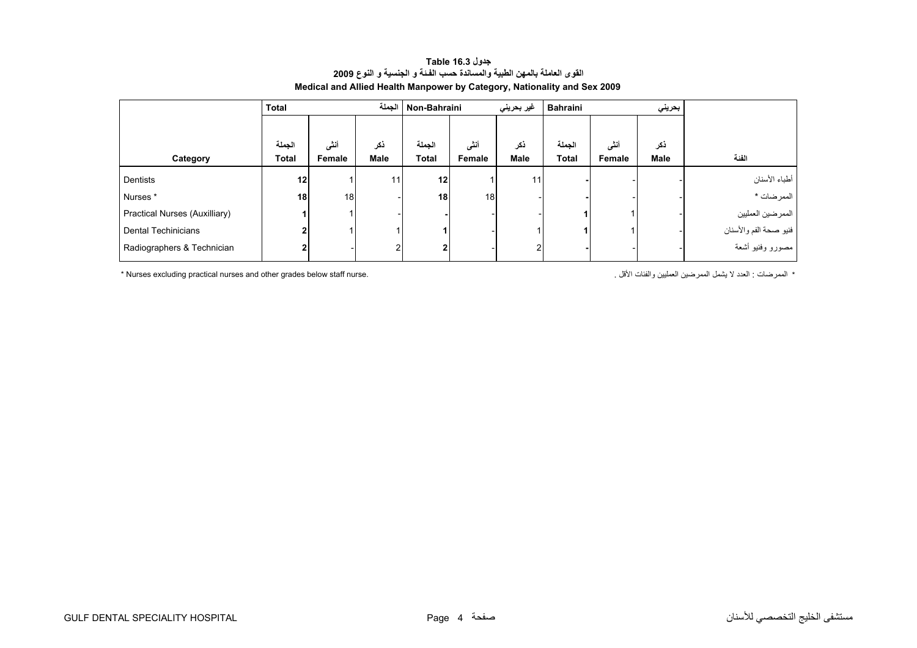**جدول Table 16.3**

**القوى العاملة بالمهن الطبية والمساندة حسب الفئة و الجنسية و النوع 2009**

**Medical and Allied Health Manpower by Category, Nationality and Sex 2009**

| | Total | | الجملة | Non-Bahraini | | غير بحريني | Bahraini | | بحريني | |
|---|---|---|---|---|---|---|---|---|---|---|
| Category | الجملة Total | أنثى Female | ذكر Male | الجملة Total | أنثى Female | ذكر Male | الجملة Total | أنثى Female | ذكر Male | الفئة |
| Dentists | **12** | 1 | 11 | **12** | 1 | 11 | **-** | - | - | أطباء الأسنان |
| Nurses * | **18** | 18 | - | **18** | 18 | - | **-** | - | - | الممرضات * |
| Practical Nurses (Auxilliary) | **1** | 1 | - | **-** | - | - | **1** | 1 | - | الممرضين العمليين |
| Dental Techinicians | **2** | 1 | 1 | **1** | - | 1 | **1** | 1 | - | فنيو صحة الفم والأسنان |
| Radiographers & Technician | **2** | - | 2 | **2** | - | 2 | **-** | - | - | مصورو وفنيو أشعة |

* Nurses excluding practical nurses and other grades below staff nurse.

* الممرضات : العدد لا يشمل الممرضين العمليين والفئات الأقل .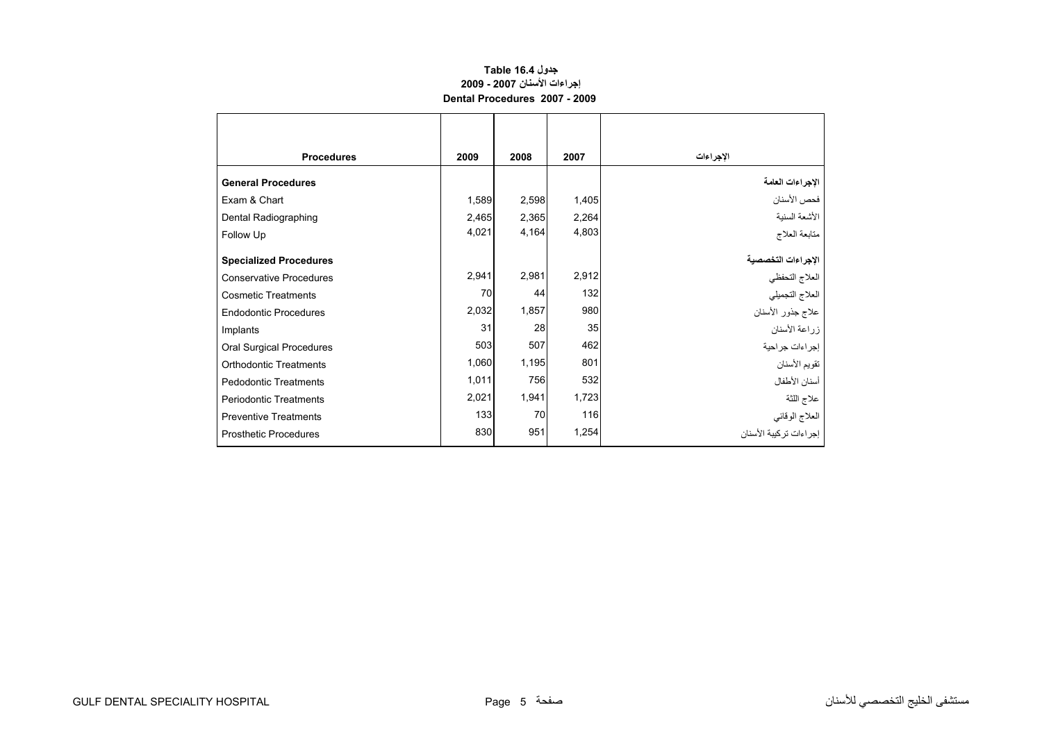**جدول Table 16.4**

**إجراءات الأسنان 2007 - 2009**

**Dental Procedures 2007 - 2009**

| Procedures | 2009 | 2008 | 2007 | الإجراءات |
|---|---|---|---|---|
| **General Procedures** | | | | **الإجراءات العامة** |
| Exam & Chart | 1,589 | 2,598 | 1,405 | فحص الأسنان |
| Dental Radiographing | 2,465 | 2,365 | 2,264 | الأشعة السنية |
| Follow Up | 4,021 | 4,164 | 4,803 | متابعة العلاج |
| **Specialized Procedures** | | | | **الإجراءات التخصصية** |
| Conservative Procedures | 2,941 | 2,981 | 2,912 | العلاج التحفظي |
| Cosmetic Treatments | 70 | 44 | 132 | العلاج التجميلي |
| Endodontic Procedures | 2,032 | 1,857 | 980 | علاج جذور الأسنان |
| Implants | 31 | 28 | 35 | زراعة الأسنان |
| Oral Surgical Procedures | 503 | 507 | 462 | إجراءات جراحية |
| Orthodontic Treatments | 1,060 | 1,195 | 801 | تقويم الأسنان |
| Pedodontic Treatments | 1,011 | 756 | 532 | أسنان الأطفال |
| Periodontic Treatments | 2,021 | 1,941 | 1,723 | علاج اللثة |
| Preventive Treatments | 133 | 70 | 116 | العلاج الوقائي |
| Prosthetic Procedures | 830 | 951 | 1,254 | إجراءات تركيبة الأسنان |